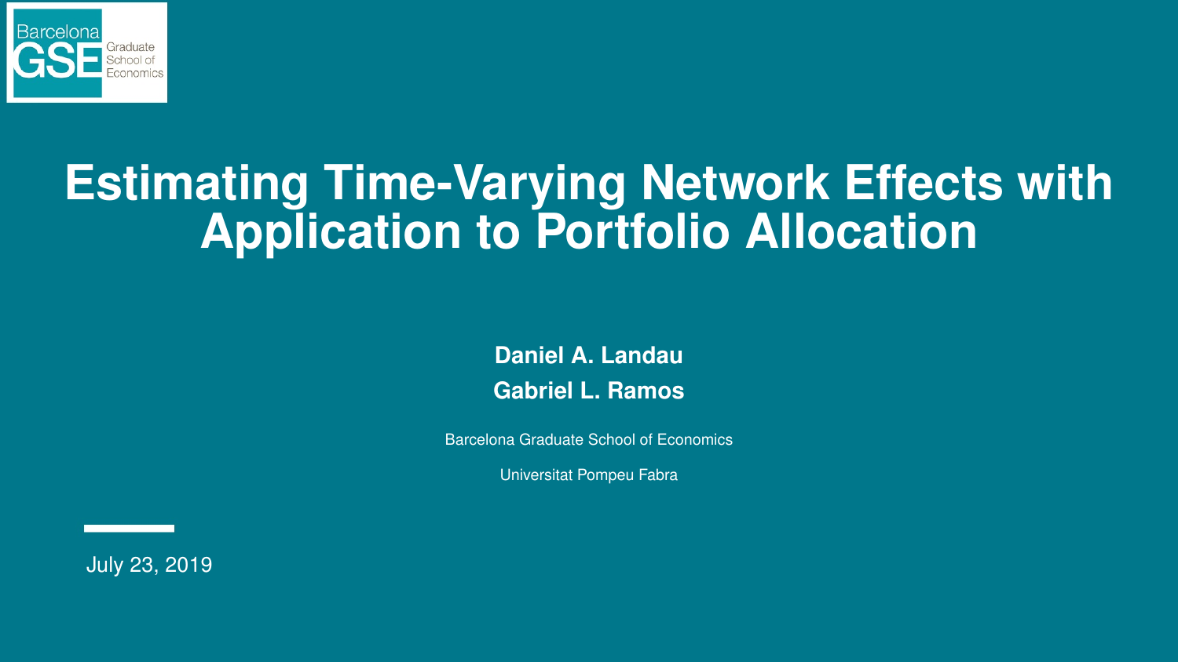# Estimating Time-Varying Network Effects with Application to Portfolio Allocation

**Daniel A. Landau**

**Gabriel L. Ramos**

Barcelona Graduate School of Economics

Universitat Pompeu Fabra

July 23, 2019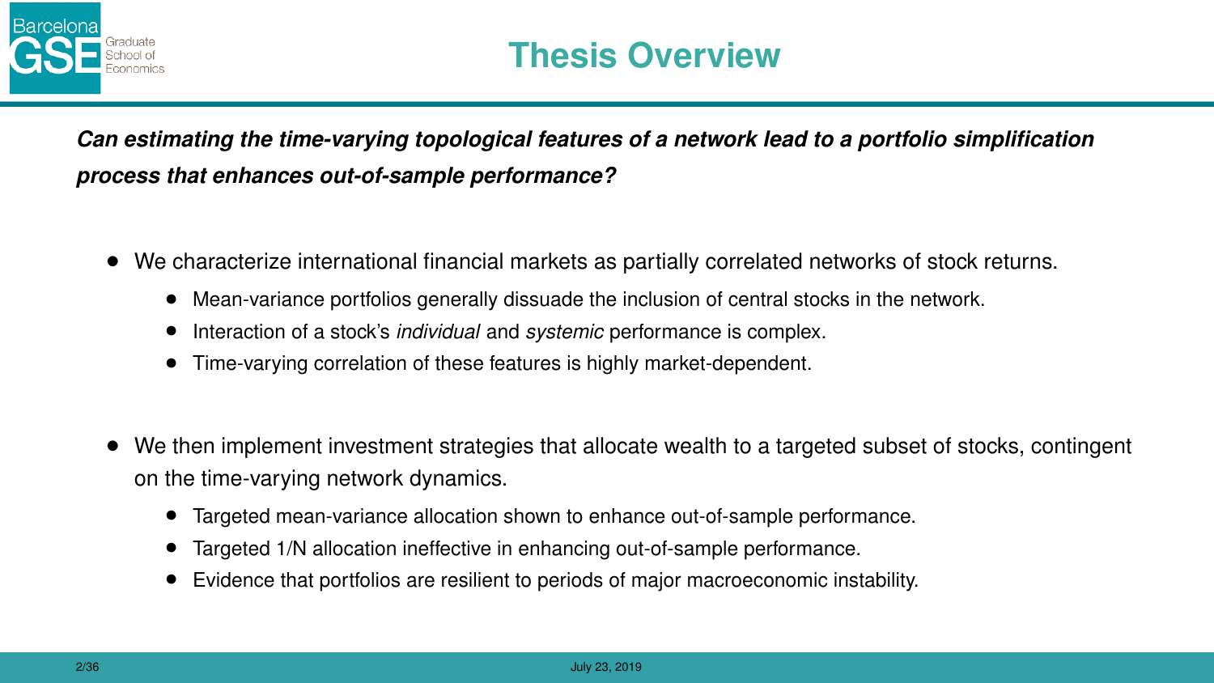# Thesis Overview

***Can estimating the time-varying topological features of a network lead to a portfolio simplification process that enhances out-of-sample performance?***

- We characterize international financial markets as partially correlated networks of stock returns.
  - Mean-variance portfolios generally dissuade the inclusion of central stocks in the network.
  - Interaction of a stock's *individual* and *systemic* performance is complex.
  - Time-varying correlation of these features is highly market-dependent.

- We then implement investment strategies that allocate wealth to a targeted subset of stocks, contingent on the time-varying network dynamics.
  - Targeted mean-variance allocation shown to enhance out-of-sample performance.
  - Targeted 1/N allocation ineffective in enhancing out-of-sample performance.
  - Evidence that portfolios are resilient to periods of major macroeconomic instability.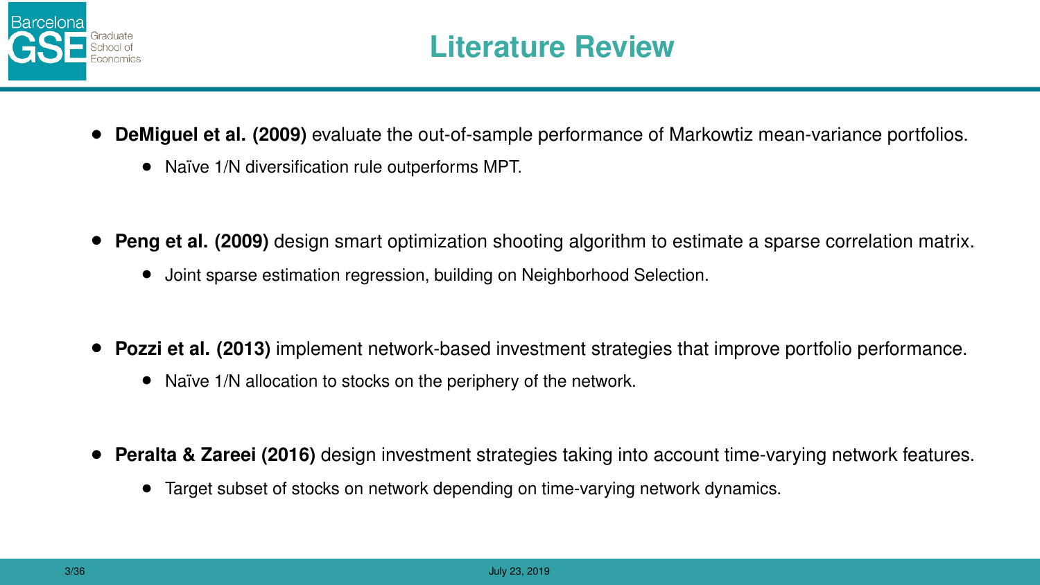# Literature Review

- **DeMiguel et al. (2009)** evaluate the out-of-sample performance of Markowtiz mean-variance portfolios.
  - Naïve 1/N diversification rule outperforms MPT.

- **Peng et al. (2009)** design smart optimization shooting algorithm to estimate a sparse correlation matrix.
  - Joint sparse estimation regression, building on Neighborhood Selection.

- **Pozzi et al. (2013)** implement network-based investment strategies that improve portfolio performance.
  - Naïve 1/N allocation to stocks on the periphery of the network.

- **Peralta & Zareei (2016)** design investment strategies taking into account time-varying network features.
  - Target subset of stocks on network depending on time-varying network dynamics.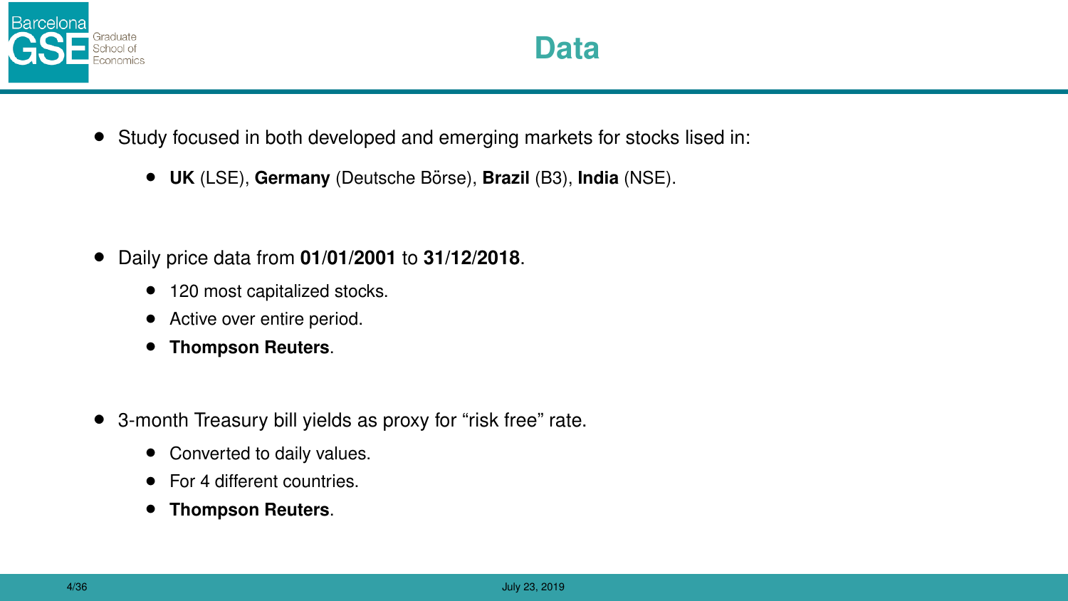# Data

- Study focused in both developed and emerging markets for stocks lised in:
  - **UK** (LSE), **Germany** (Deutsche Bŏrse), **Brazil** (B3), **India** (NSE).

- Daily price data from **01/01/2001** to **31/12/2018**.
  - 120 most capitalized stocks.
  - Active over entire period.
  - **Thompson Reuters**.

- 3-month Treasury bill yields as proxy for "risk free" rate.
  - Converted to daily values.
  - For 4 different countries.
  - **Thompson Reuters**.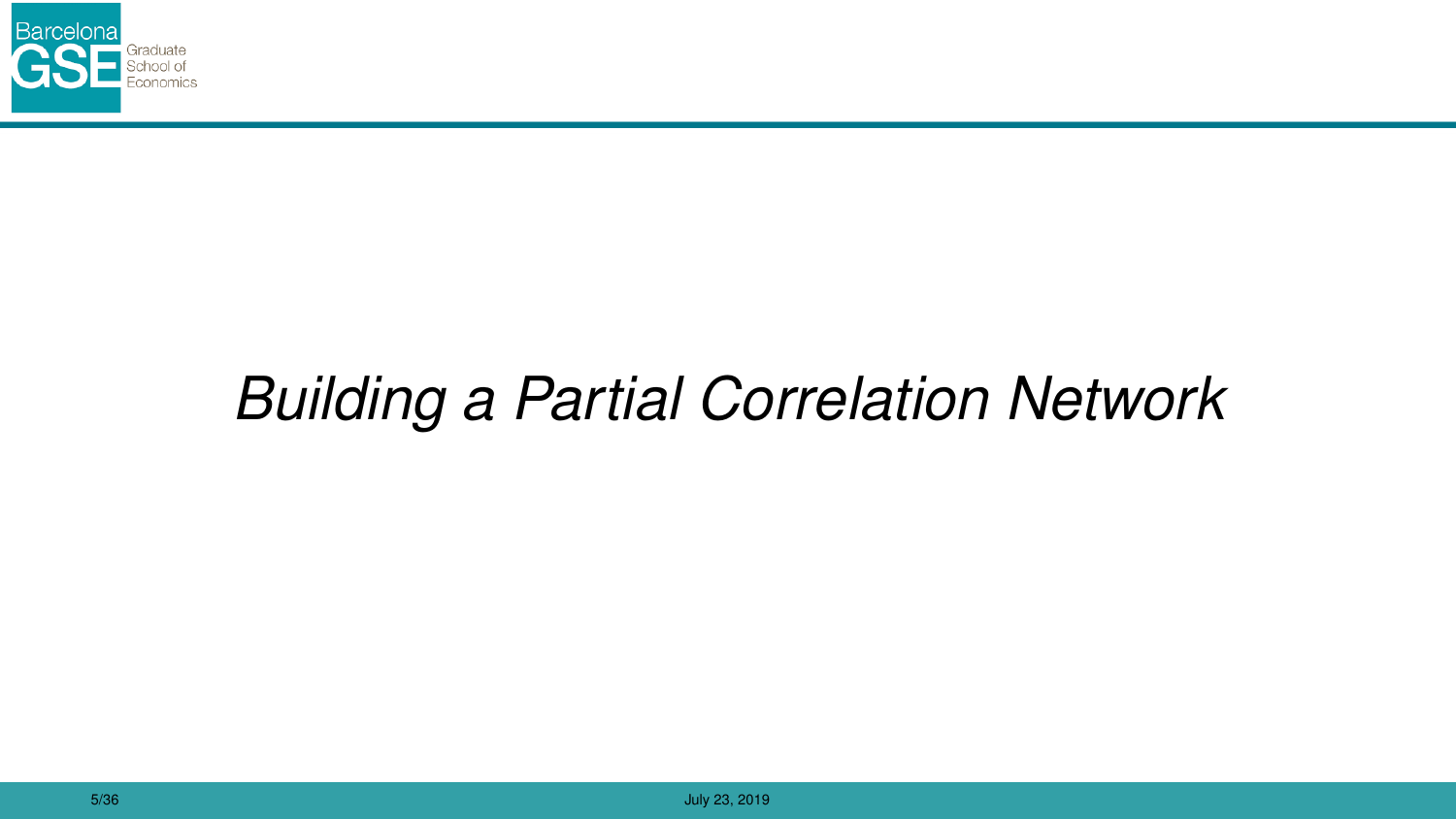# *Building a Partial Correlation Network*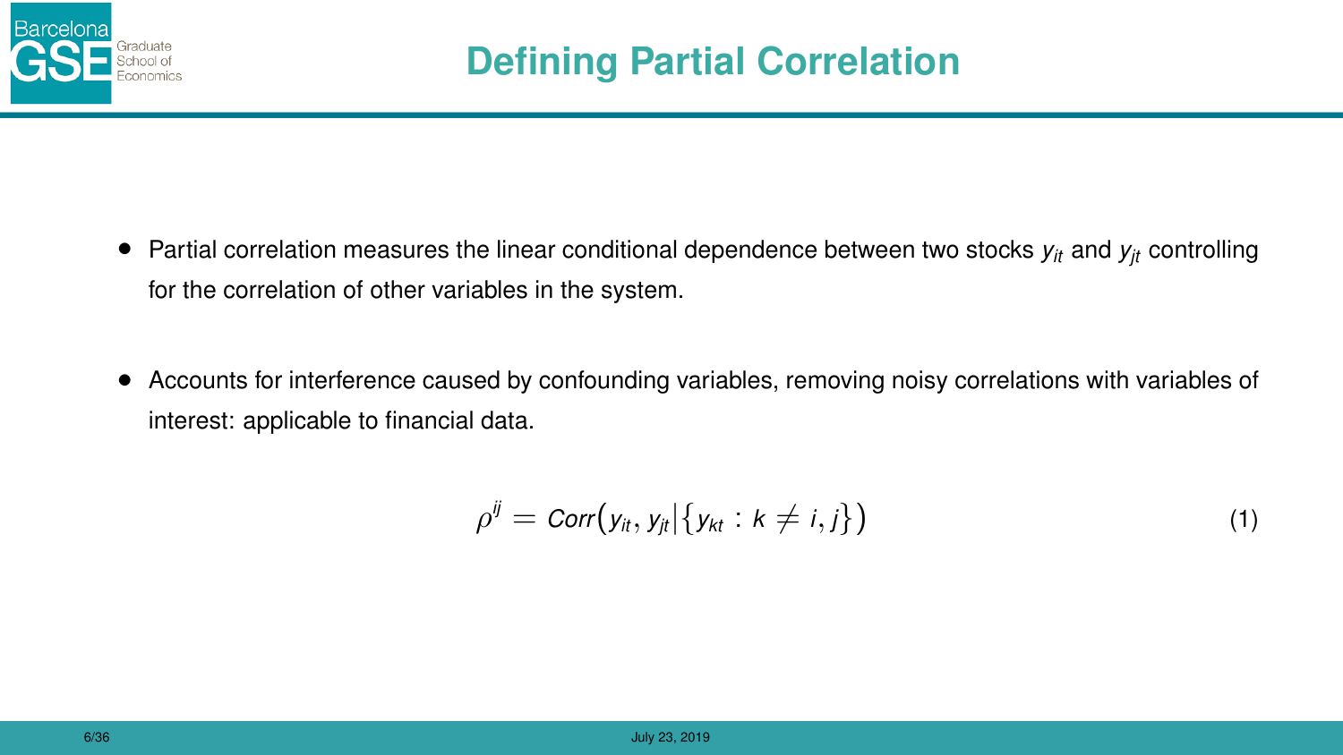# Defining Partial Correlation

- Partial correlation measures the linear conditional dependence between two stocks $y_{it}$ and $y_{jt}$ controlling for the correlation of other variables in the system.

- Accounts for interference caused by confounding variables, removing noisy correlations with variables of interest: applicable to financial data.

$$\rho^{ij} = Corr\big(y_{it}, y_{jt} \big| \{y_{kt} : k \neq i, j\}\big) \tag{1}$$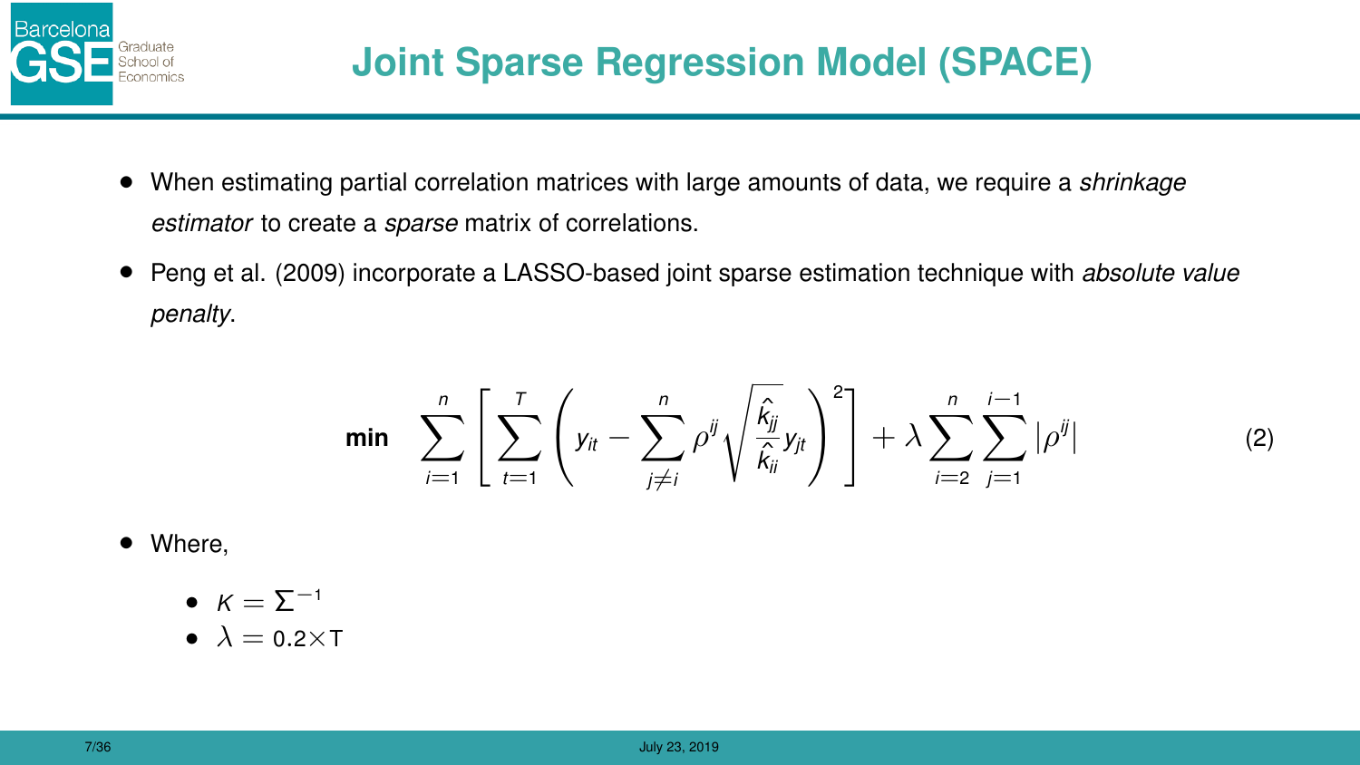# Joint Sparse Regression Model (SPACE)

- When estimating partial correlation matrices with large amounts of data, we require a *shrinkage estimator* to create a *sparse* matrix of correlations.
- Peng et al. (2009) incorporate a LASSO-based joint sparse estimation technique with *absolute value penalty*.

$$\textbf{min} \quad \sum_{i=1}^{n} \left[ \sum_{t=1}^{T} \left( y_{it} - \sum_{j \neq i}^{n} \rho^{ij} \sqrt{\frac{\hat{k}_{jj}}{\hat{k}_{ii}}} y_{jt} \right)^2 \right] + \lambda \sum_{i=2}^{n} \sum_{j=1}^{i-1} |\rho^{ij}| \tag{2}$$

- Where,
  - $K = \Sigma^{-1}$
  - $\lambda = 0.2 \times \mathrm{T}$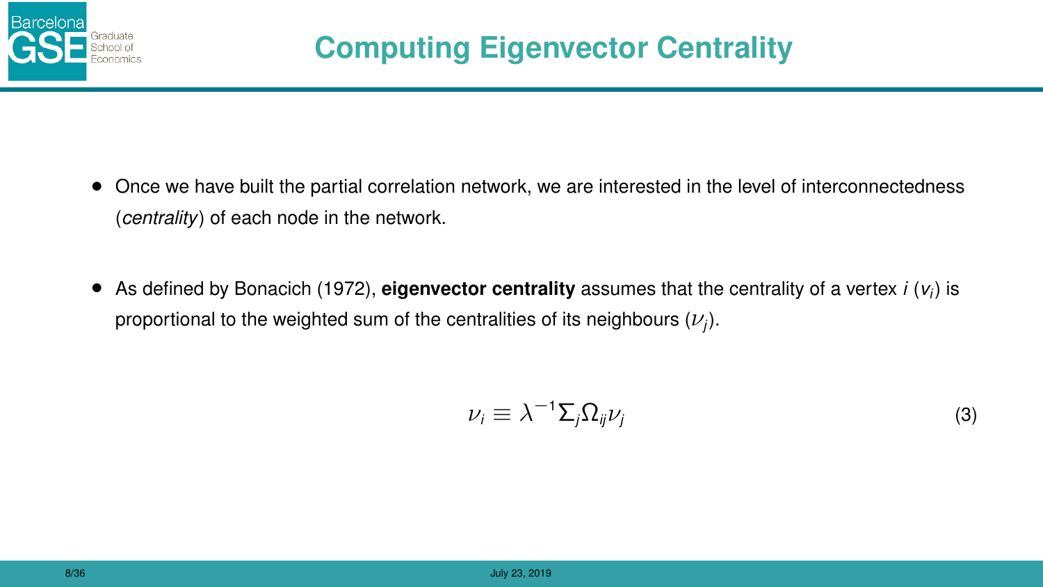# Computing Eigenvector Centrality

- Once we have built the partial correlation network, we are interested in the level of interconnectedness (*centrality*) of each node in the network.
- As defined by Bonacich (1972), **eigenvector centrality** assumes that the centrality of a vertex *i* ($v_i$) is proportional to the weighted sum of the centralities of its neighbours ($\nu_j$).

$$\nu_i \equiv \lambda^{-1} \Sigma_j \Omega_{ij} \nu_j \tag{3}$$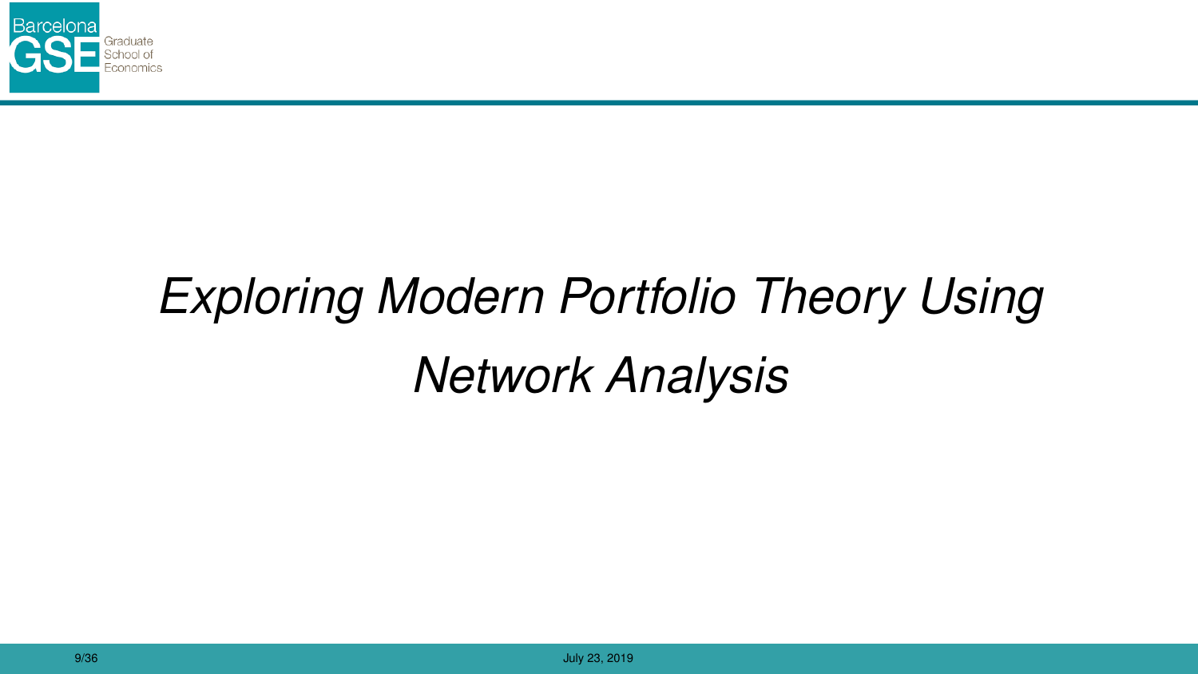# *Exploring Modern Portfolio Theory Using Network Analysis*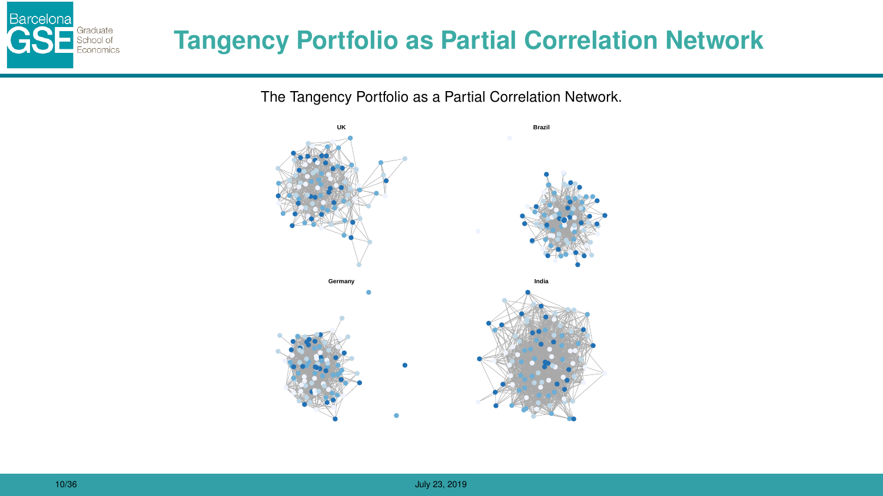# Tangency Portfolio as Partial Correlation Network

The Tangency Portfolio as a Partial Correlation Network.

UK

Brazil

Germany

India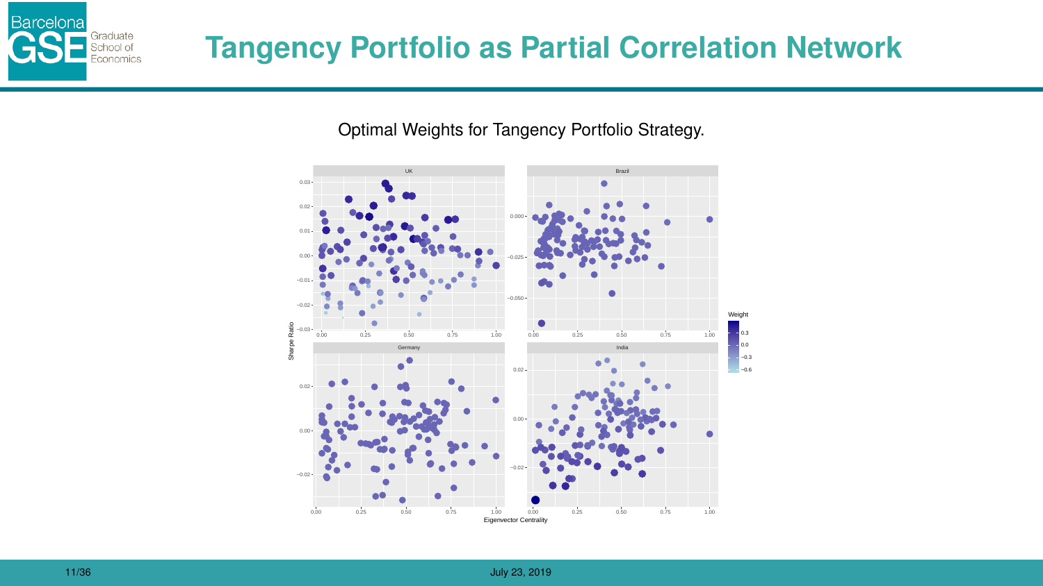# Tangency Portfolio as Partial Correlation Network

Optimal Weights for Tangency Portfolio Strategy.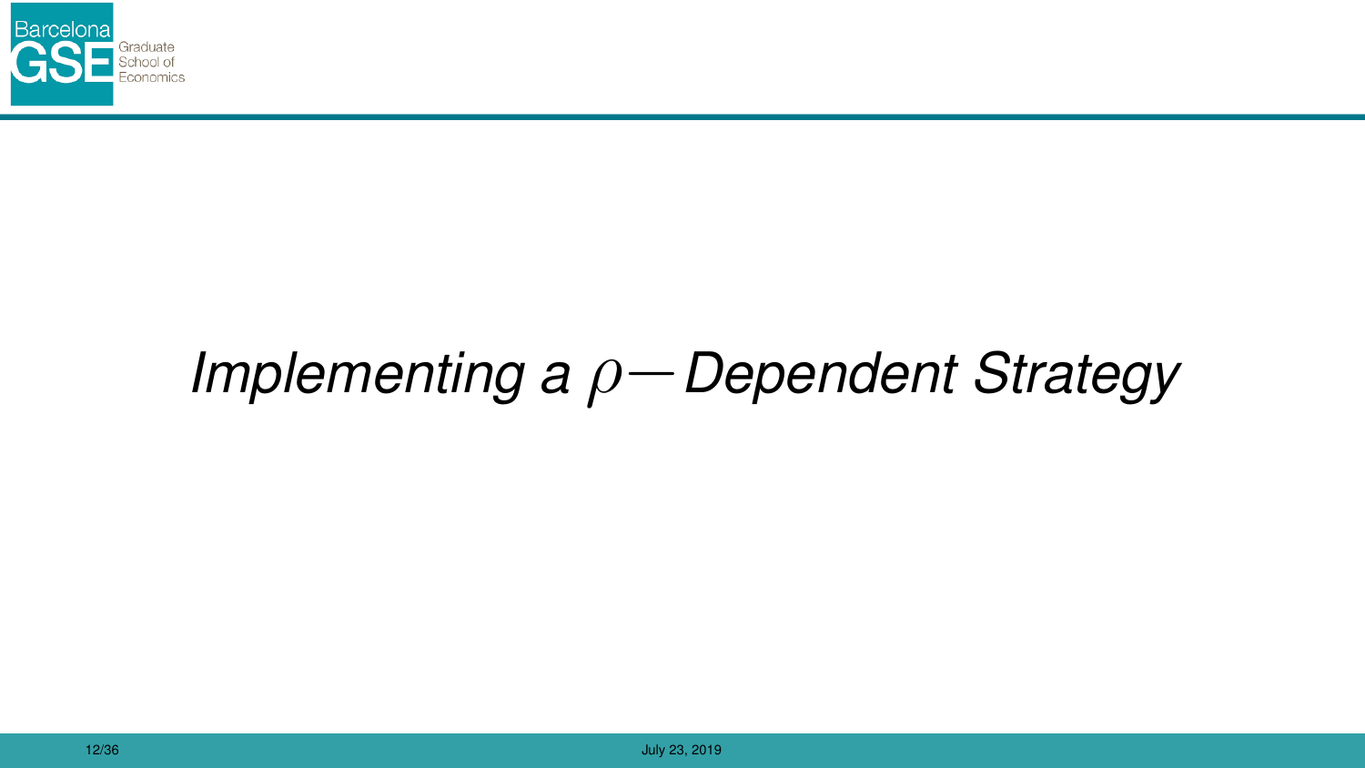# *Implementing a $\rho-$Dependent Strategy*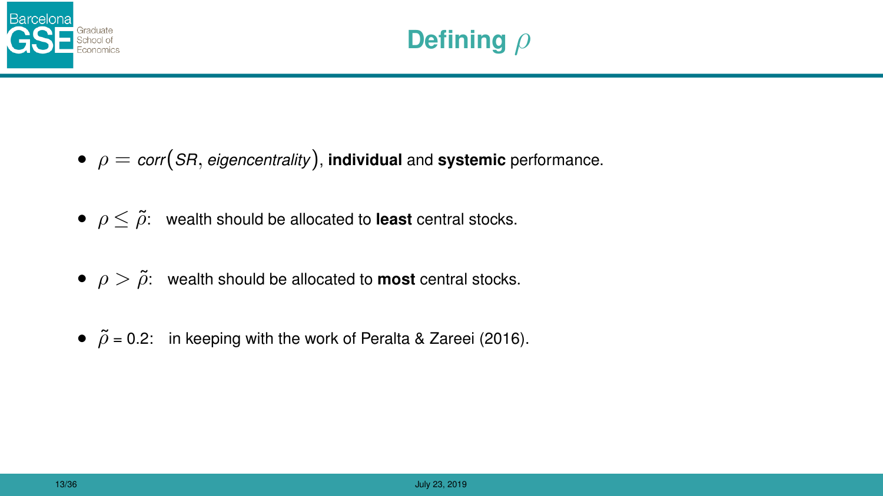# Defining $\rho$

- $\rho = corr\big(SR, \textit{eigencentrality}\big)$, **individual** and **systemic** performance.
- $\rho \leq \tilde{\rho}$: wealth should be allocated to **least** central stocks.
- $\rho > \tilde{\rho}$: wealth should be allocated to **most** central stocks.
- $\tilde{\rho}$ = 0.2: in keeping with the work of Peralta & Zareei (2016).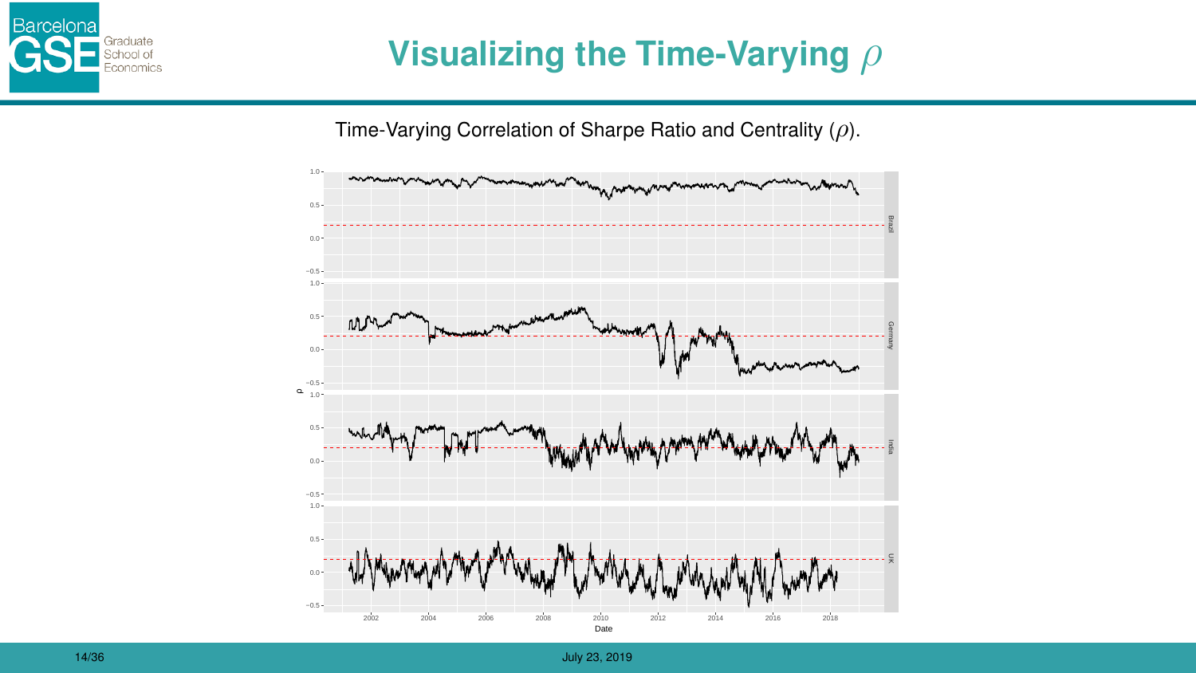# Visualizing the Time-Varying $\rho$

Time-Varying Correlation of Sharpe Ratio and Centrality ($\rho$).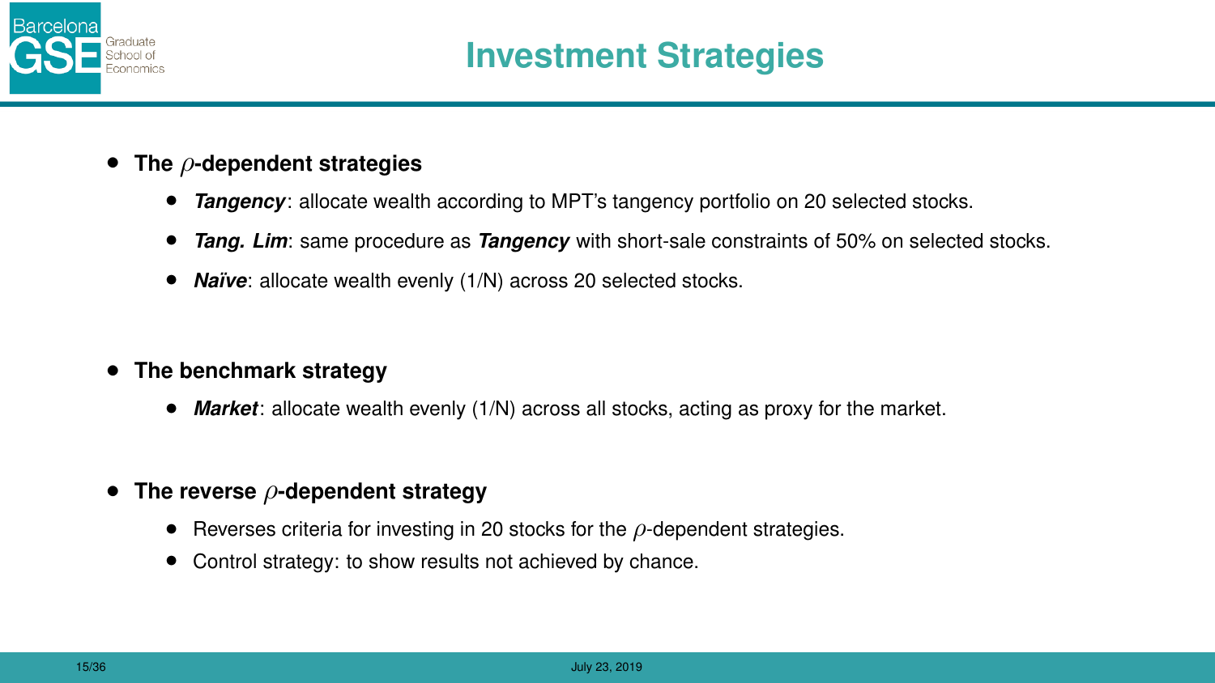# Investment Strategies

- **The $\rho$-dependent strategies**
  - ***Tangency***: allocate wealth according to MPT's tangency portfolio on 20 selected stocks.
  - ***Tang. Lim***: same procedure as ***Tangency*** with short-sale constraints of 50% on selected stocks.
  - ***Naïve***: allocate wealth evenly (1/N) across 20 selected stocks.

- **The benchmark strategy**
  - ***Market***: allocate wealth evenly (1/N) across all stocks, acting as proxy for the market.

- **The reverse $\rho$-dependent strategy**
  - Reverses criteria for investing in 20 stocks for the $\rho$-dependent strategies.
  - Control strategy: to show results not achieved by chance.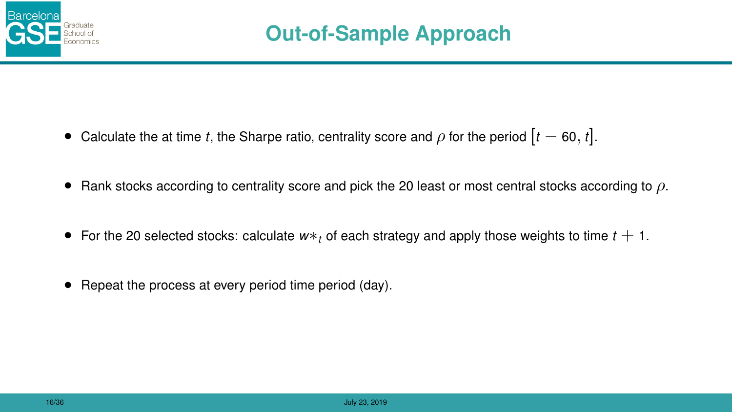# Out-of-Sample Approach

- Calculate the at time $t$, the Sharpe ratio, centrality score and $\rho$ for the period $\left[t-60, t\right]$.
- Rank stocks according to centrality score and pick the 20 least or most central stocks according to $\rho$.
- For the 20 selected stocks: calculate $w*_t$ of each strategy and apply those weights to time $t+1$.
- Repeat the process at every period time period (day).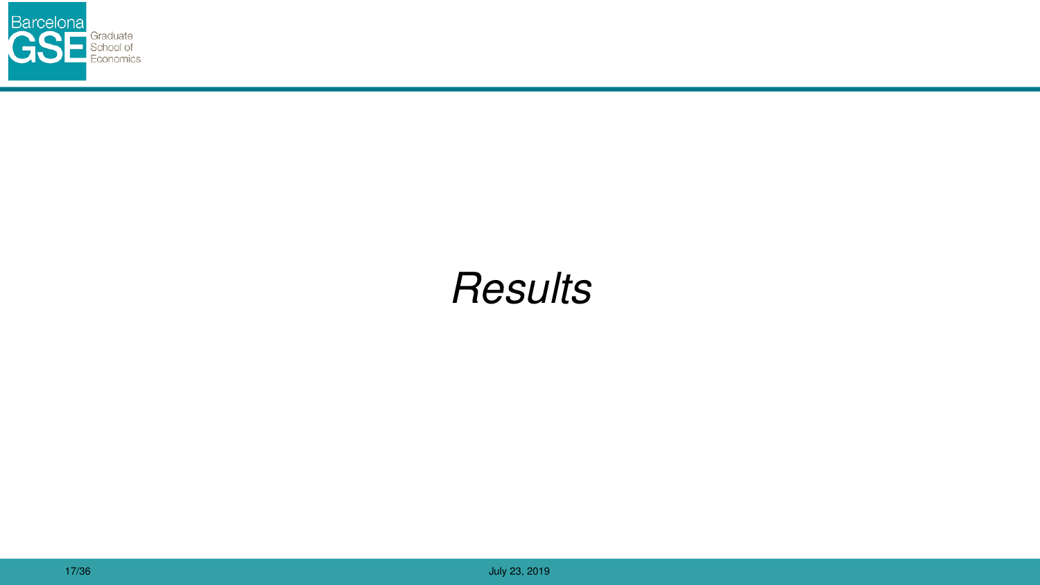# *Results*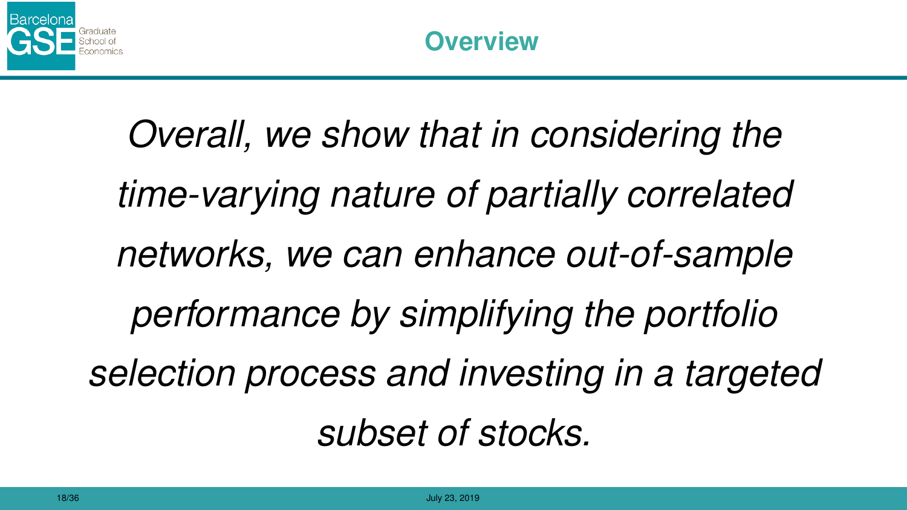# Overview

*Overall, we show that in considering the time-varying nature of partially correlated networks, we can enhance out-of-sample performance by simplifying the portfolio selection process and investing in a targeted subset of stocks.*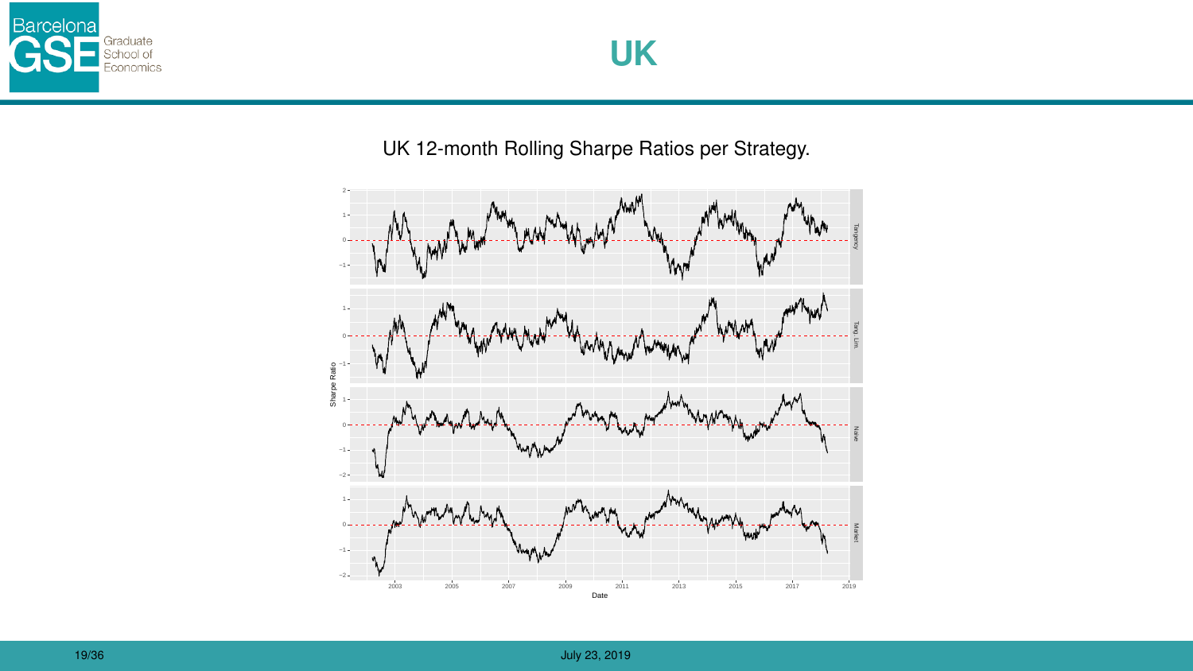# UK

UK 12-month Rolling Sharpe Ratios per Strategy.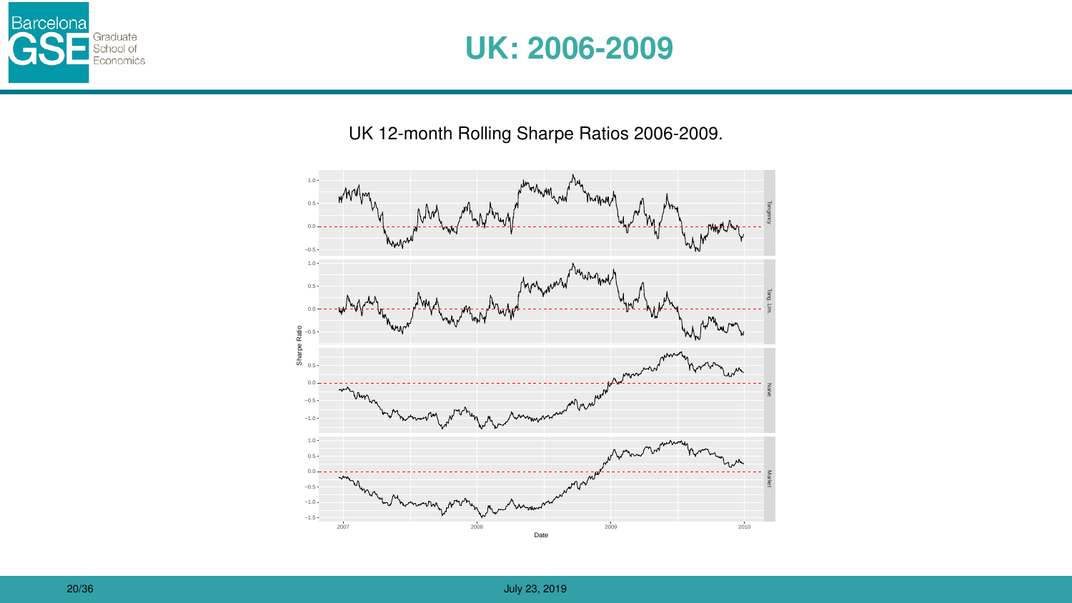# UK: 2006-2009

UK 12-month Rolling Sharpe Ratios 2006-2009.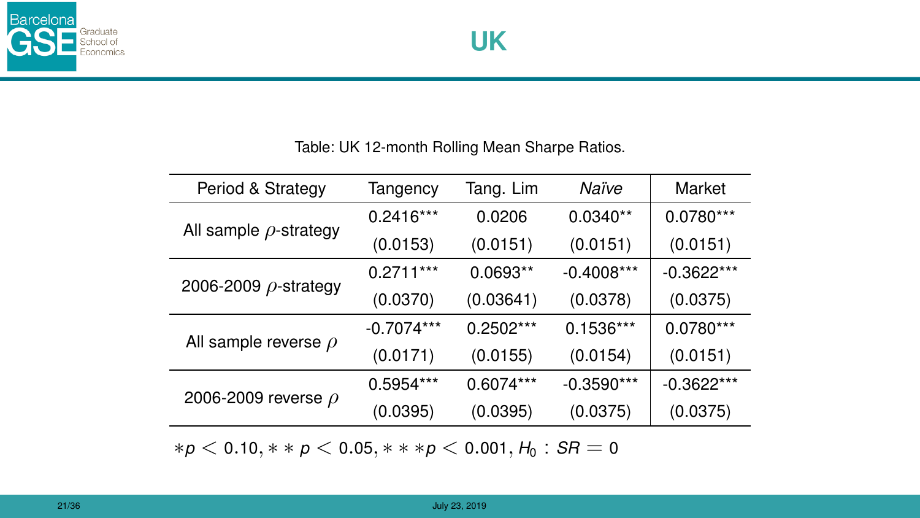# UK

Table: UK 12-month Rolling Mean Sharpe Ratios.

| Period & Strategy | Tangency | Tang. Lim | *Naïve* | Market |
|---|---|---|---|---|
| All sample $\rho$-strategy | 0.2416*** | 0.0206 | 0.0340** | 0.0780*** |
| | (0.0153) | (0.0151) | (0.0151) | (0.0151) |
| 2006-2009 $\rho$-strategy | 0.2711*** | 0.0693** | -0.4008*** | -0.3622*** |
| | (0.0370) | (0.03641) | (0.0378) | (0.0375) |
| All sample reverse $\rho$ | -0.7074*** | 0.2502*** | 0.1536*** | 0.0780*** |
| | (0.0171) | (0.0155) | (0.0154) | (0.0151) |
| 2006-2009 reverse $\rho$ | 0.5954*** | 0.6074*** | -0.3590*** | -0.3622*** |
| | (0.0395) | (0.0395) | (0.0375) | (0.0375) |

$*p < 0.10, **p < 0.05, ***p < 0.001, H_0 : SR = 0$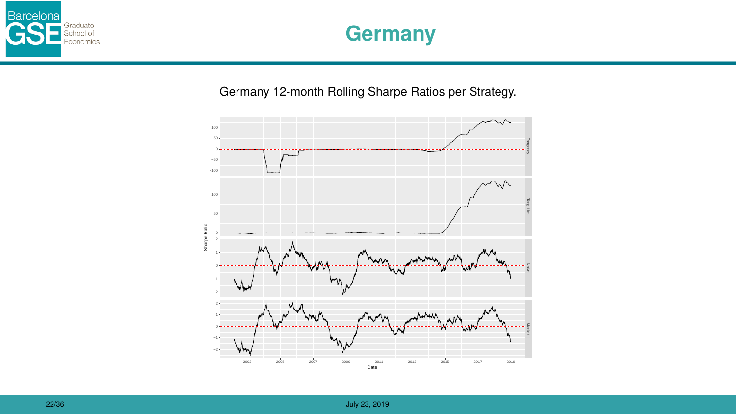# Germany

Germany 12-month Rolling Sharpe Ratios per Strategy.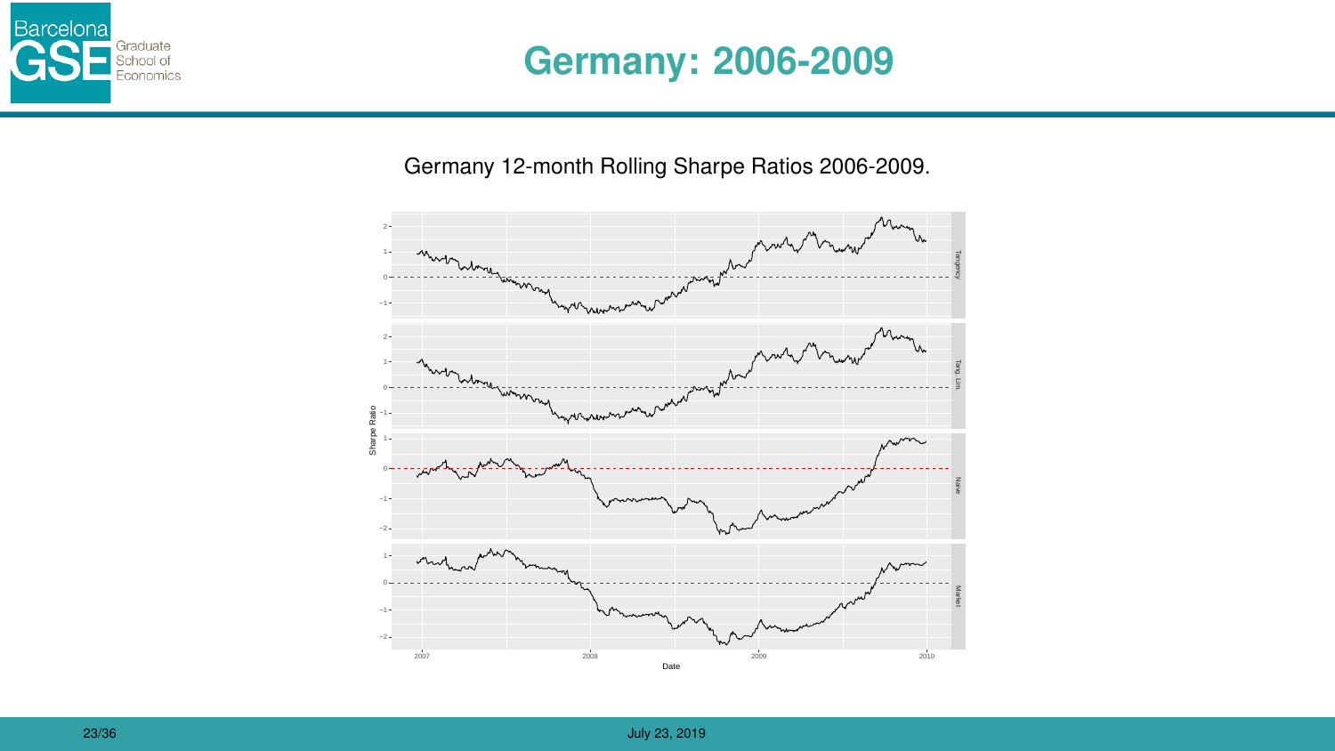# Germany: 2006-2009

Germany 12-month Rolling Sharpe Ratios 2006-2009.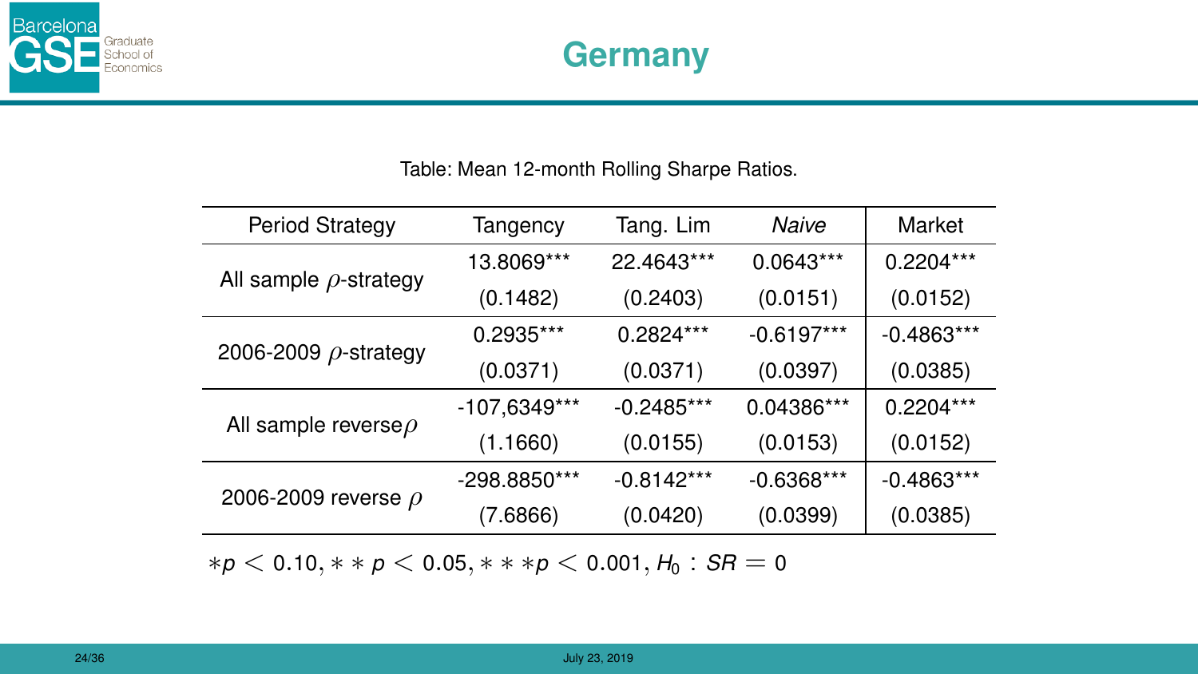# Germany

Table: Mean 12-month Rolling Sharpe Ratios.

| Period Strategy | Tangency | Tang. Lim | *Naive* | Market |
|---|---|---|---|---|
| All sample $\rho$-strategy | 13.8069*** | 22.4643*** | 0.0643*** | 0.2204*** |
| | (0.1482) | (0.2403) | (0.0151) | (0.0152) |
| 2006-2009 $\rho$-strategy | 0.2935*** | 0.2824*** | -0.6197*** | -0.4863*** |
| | (0.0371) | (0.0371) | (0.0397) | (0.0385) |
| All sample reverse$\rho$ | -107,6349*** | -0.2485*** | 0.04386*** | 0.2204*** |
| | (1.1660) | (0.0155) | (0.0153) | (0.0152) |
| 2006-2009 reverse $\rho$ | -298.8850*** | -0.8142*** | -0.6368*** | -0.4863*** |
| | (7.6866) | (0.0420) | (0.0399) | (0.0385) |

$*p < 0.10, **p < 0.05, ***p < 0.001, H_0 : SR = 0$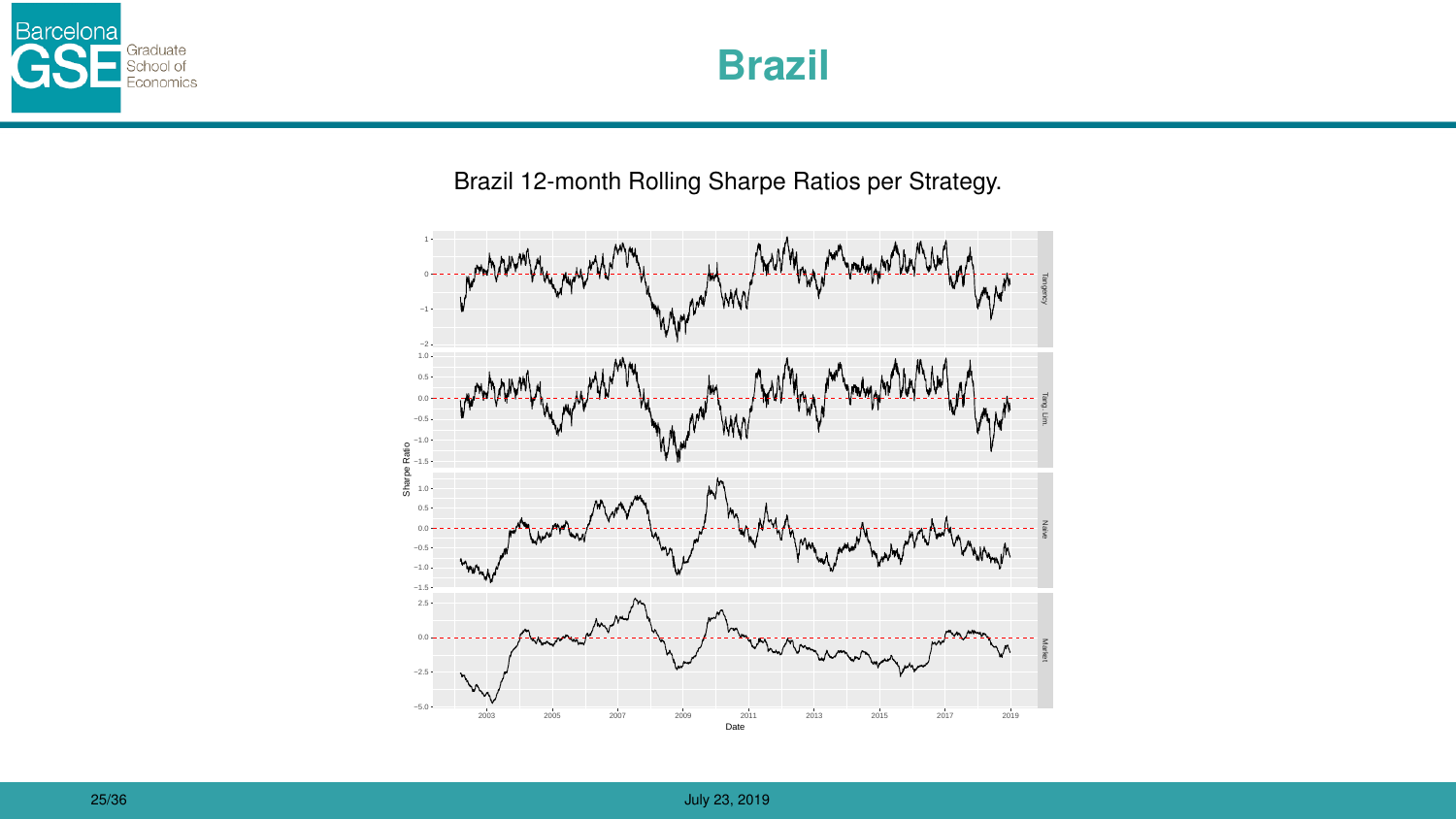# Brazil

Brazil 12-month Rolling Sharpe Ratios per Strategy.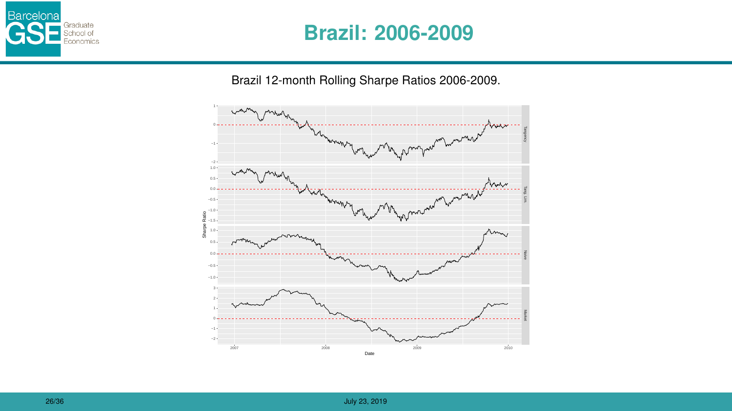# Brazil: 2006-2009

Brazil 12-month Rolling Sharpe Ratios 2006-2009.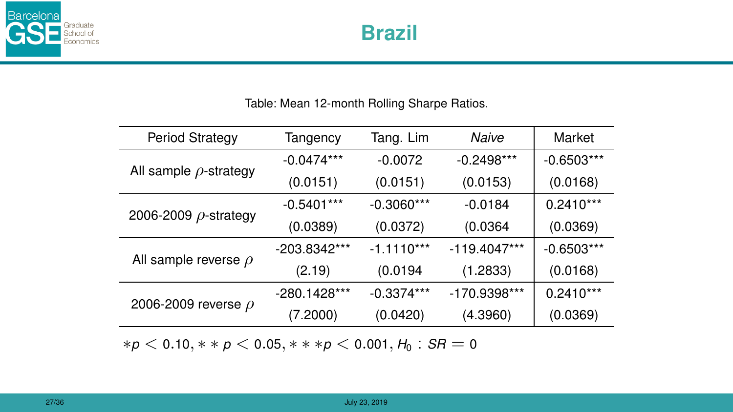# Brazil

Table: Mean 12-month Rolling Sharpe Ratios.

| Period Strategy | Tangency | Tang. Lim | *Naive* | Market |
|---|---|---|---|---|
| All sample $\rho$-strategy | -0.0474*** | -0.0072 | -0.2498*** | -0.6503*** |
| | (0.0151) | (0.0151) | (0.0153) | (0.0168) |
| 2006-2009 $\rho$-strategy | -0.5401*** | -0.3060*** | -0.0184 | 0.2410*** |
| | (0.0389) | (0.0372) | (0.0364 | (0.0369) |
| All sample reverse $\rho$ | -203.8342*** | -1.1110*** | -119.4047*** | -0.6503*** |
| | (2.19) | (0.0194 | (1.2833) | (0.0168) |
| 2006-2009 reverse $\rho$ | -280.1428*** | -0.3374*** | -170.9398*** | 0.2410*** |
| | (7.2000) | (0.0420) | (4.3960) | (0.0369) |

$*p < 0.10, **p < 0.05, ***p < 0.001, H_0 : SR = 0$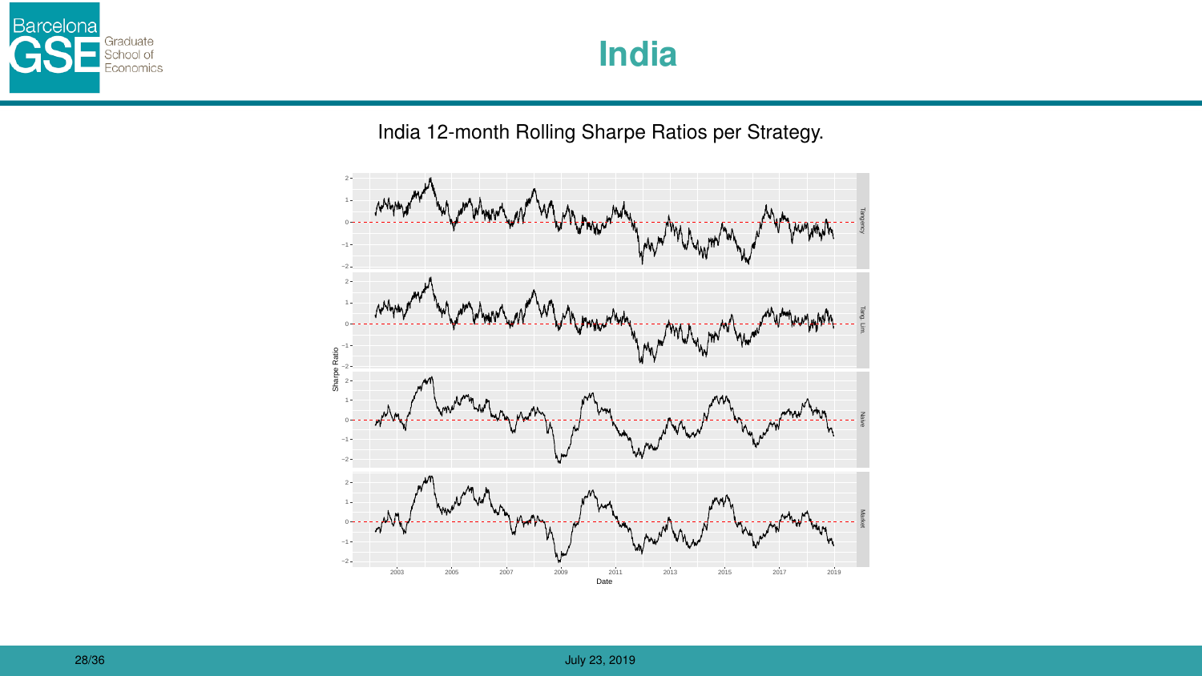# India

India 12-month Rolling Sharpe Ratios per Strategy.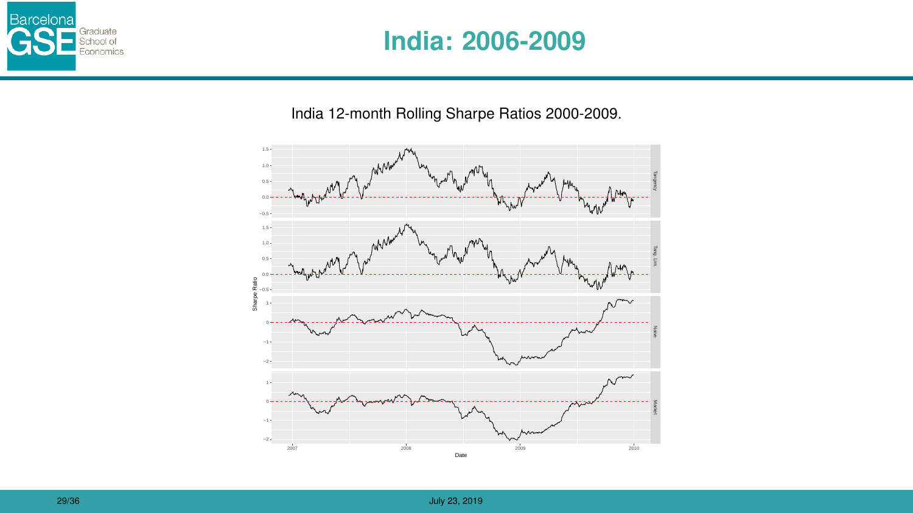# India: 2006-2009

India 12-month Rolling Sharpe Ratios 2000-2009.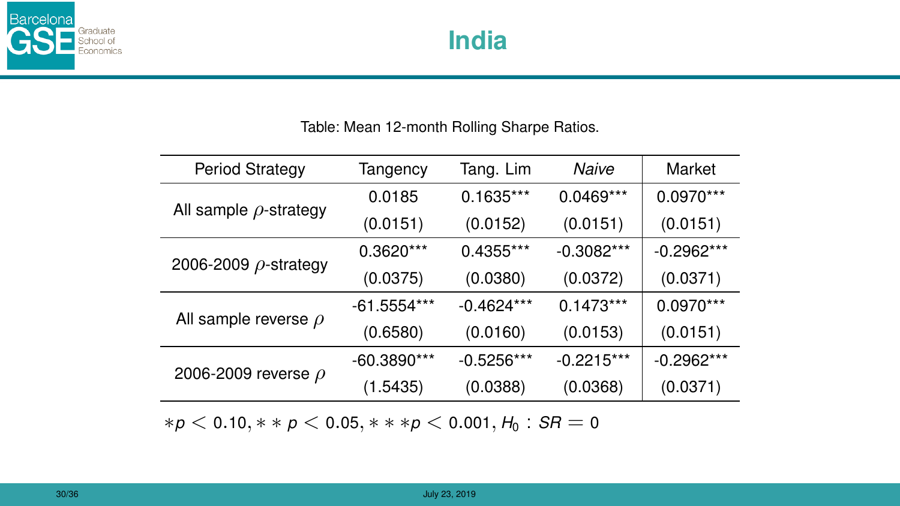# India

Table: Mean 12-month Rolling Sharpe Ratios.

| Period Strategy | Tangency | Tang. Lim | *Naive* | Market |
|---|---|---|---|---|
| All sample $\rho$-strategy | 0.0185 | 0.1635*** | 0.0469*** | 0.0970*** |
| | (0.0151) | (0.0152) | (0.0151) | (0.0151) |
| 2006-2009 $\rho$-strategy | 0.3620*** | 0.4355*** | -0.3082*** | -0.2962*** |
| | (0.0375) | (0.0380) | (0.0372) | (0.0371) |
| All sample reverse $\rho$ | -61.5554*** | -0.4624*** | 0.1473*** | 0.0970*** |
| | (0.6580) | (0.0160) | (0.0153) | (0.0151) |
| 2006-2009 reverse $\rho$ | -60.3890*** | -0.5256*** | -0.2215*** | -0.2962*** |
| | (1.5435) | (0.0388) | (0.0368) | (0.0371) |

$*p < 0.10, **p < 0.05, ***p < 0.001, H_0 : SR = 0$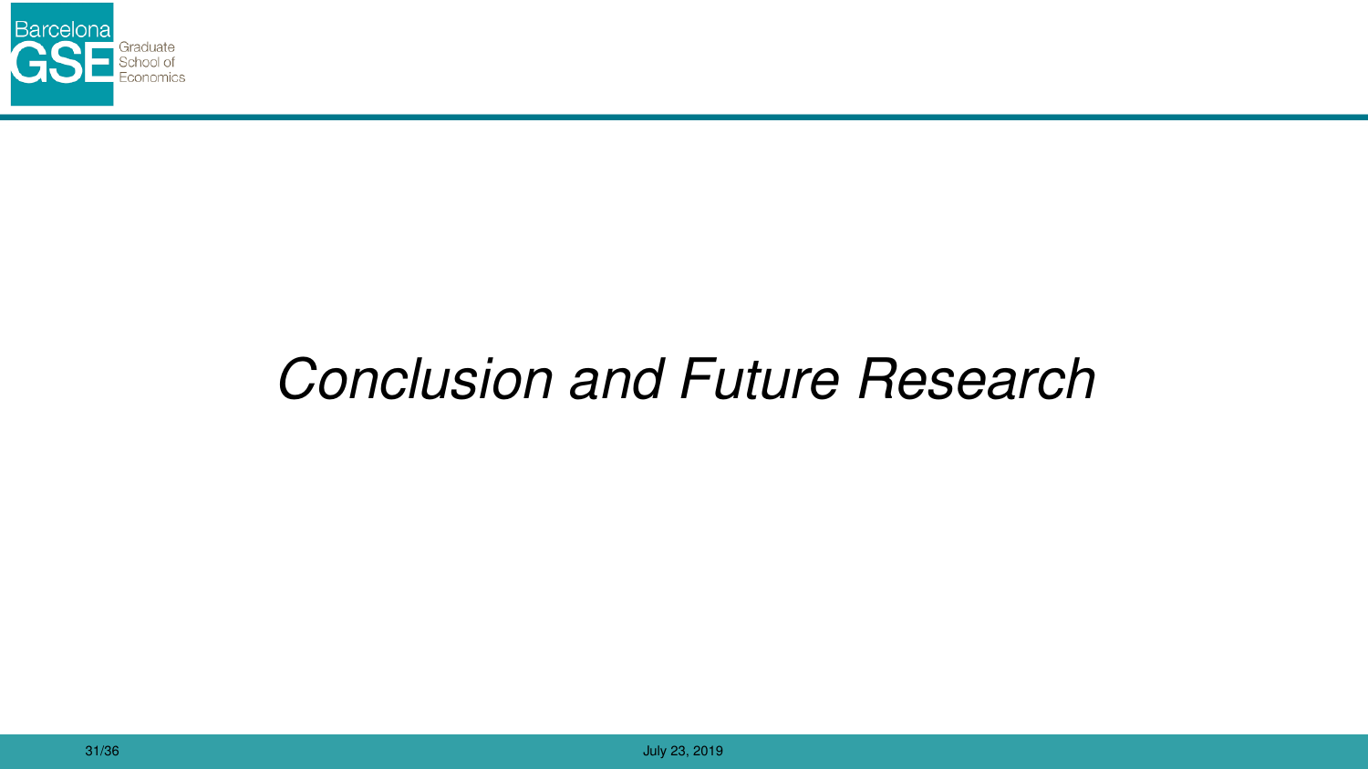# *Conclusion and Future Research*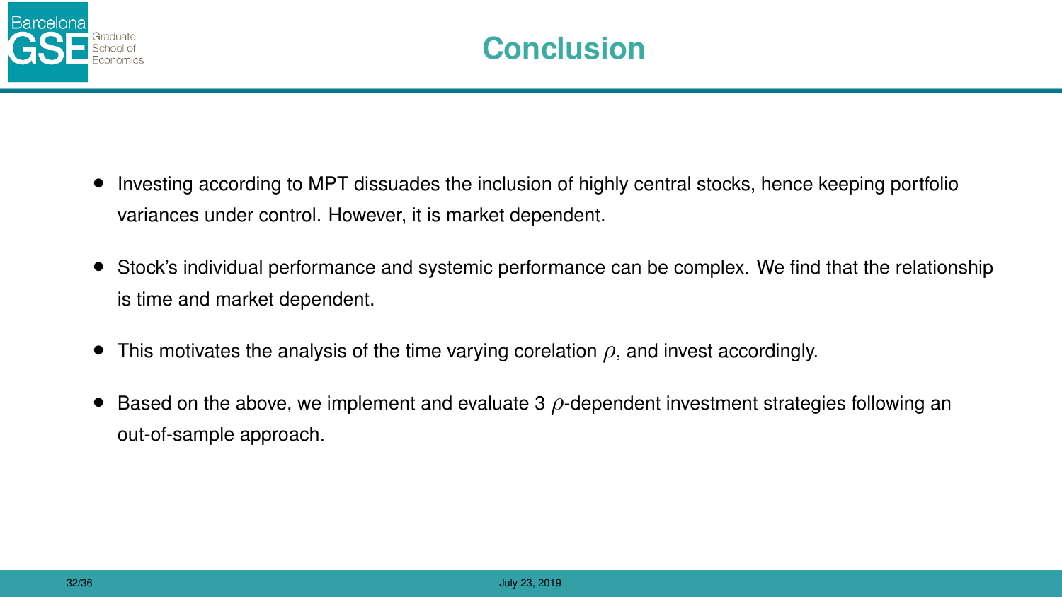# Conclusion

- Investing according to MPT dissuades the inclusion of highly central stocks, hence keeping portfolio variances under control. However, it is market dependent.
- Stock's individual performance and systemic performance can be complex. We find that the relationship is time and market dependent.
- This motivates the analysis of the time varying corelation $\rho$, and invest accordingly.
- Based on the above, we implement and evaluate 3 $\rho$-dependent investment strategies following an out-of-sample approach.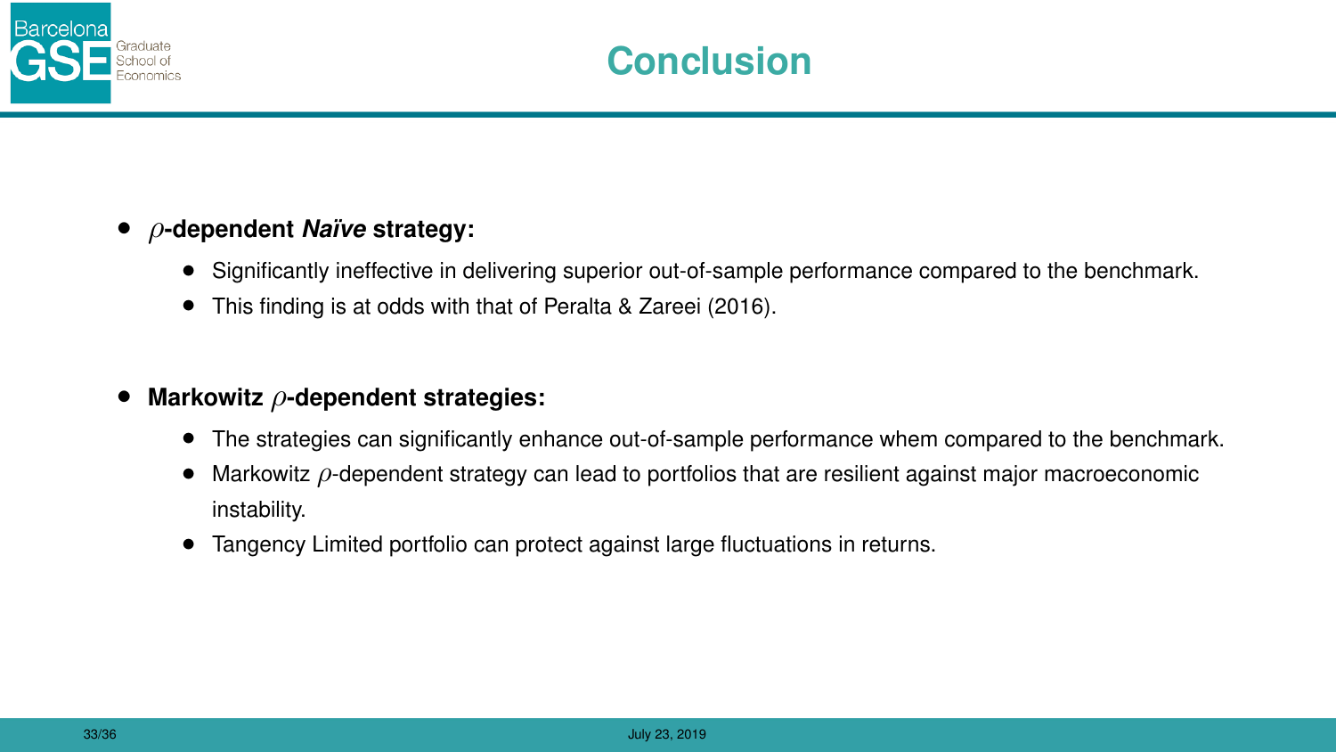# Conclusion

- **$\rho$-dependent *Naïve* strategy:**
  - Significantly ineffective in delivering superior out-of-sample performance compared to the benchmark.
  - This finding is at odds with that of Peralta & Zareei (2016).

- **Markowitz $\rho$-dependent strategies:**
  - The strategies can significantly enhance out-of-sample performance whem compared to the benchmark.
  - Markowitz $\rho$-dependent strategy can lead to portfolios that are resilient against major macroeconomic instability.
  - Tangency Limited portfolio can protect against large fluctuations in returns.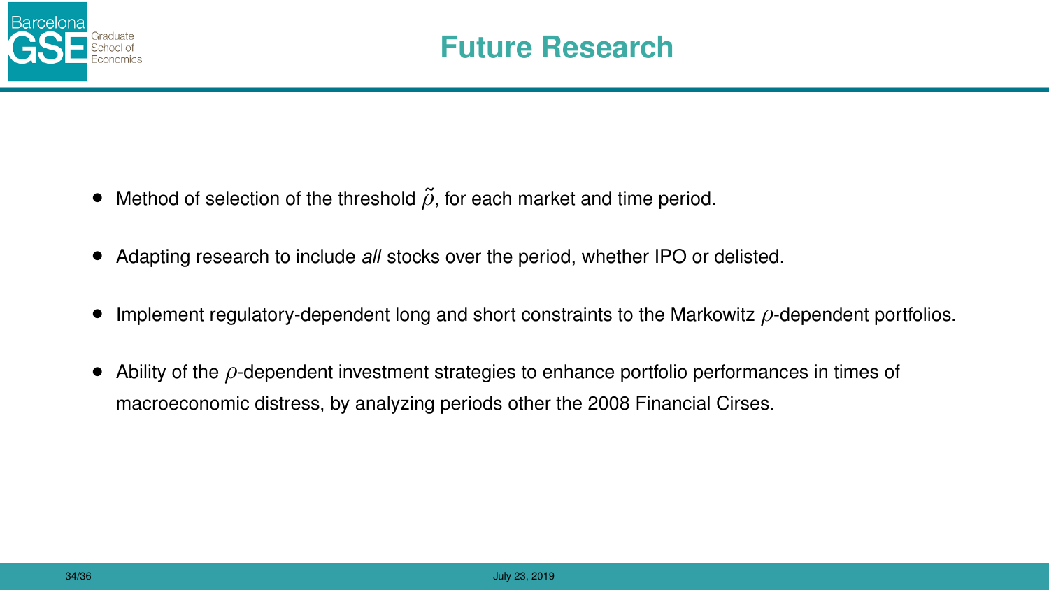# Future Research

- Method of selection of the threshold $\tilde{\rho}$, for each market and time period.
- Adapting research to include *all* stocks over the period, whether IPO or delisted.
- Implement regulatory-dependent long and short constraints to the Markowitz $\rho$-dependent portfolios.
- Ability of the $\rho$-dependent investment strategies to enhance portfolio performances in times of macroeconomic distress, by analyzing periods other the 2008 Financial Cirses.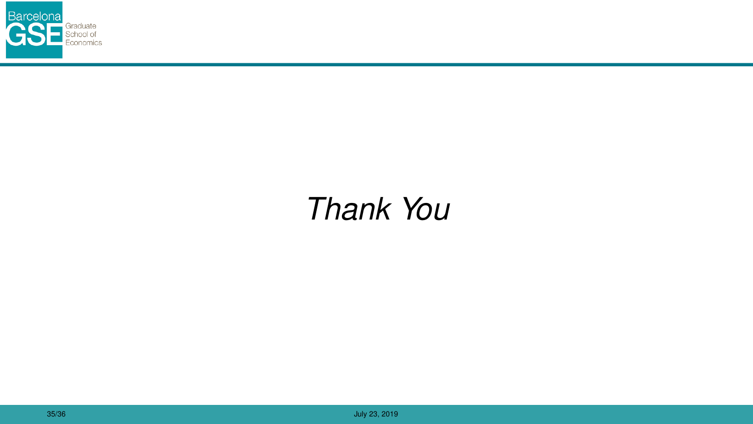*Thank You*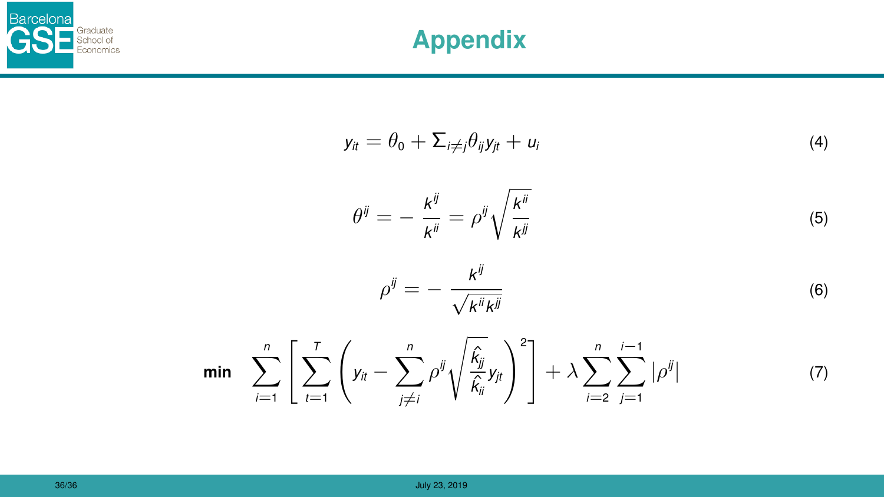# Appendix

$$y_{it} = \theta_0 + \Sigma_{i \neq j} \theta_{ij} y_{jt} + u_i \tag{4}$$

$$\theta^{ij} = -\frac{k^{ij}}{k^{ii}} = \rho^{ij} \sqrt{\frac{k^{ii}}{k^{jj}}} \tag{5}$$

$$\rho^{ij} = -\frac{k^{ij}}{\sqrt{k^{ii} k^{jj}}} \tag{6}$$

$$\textbf{min} \quad \sum_{i=1}^{n} \left[ \sum_{t=1}^{T} \left( y_{it} - \sum_{j \neq i}^{n} \rho^{ij} \sqrt{\frac{\hat{k}_{jj}}{\hat{k}_{ii}}} y_{jt} \right)^2 \right] + \lambda \sum_{i=2}^{n} \sum_{j=1}^{i-1} |\rho^{ij}| \tag{7}$$